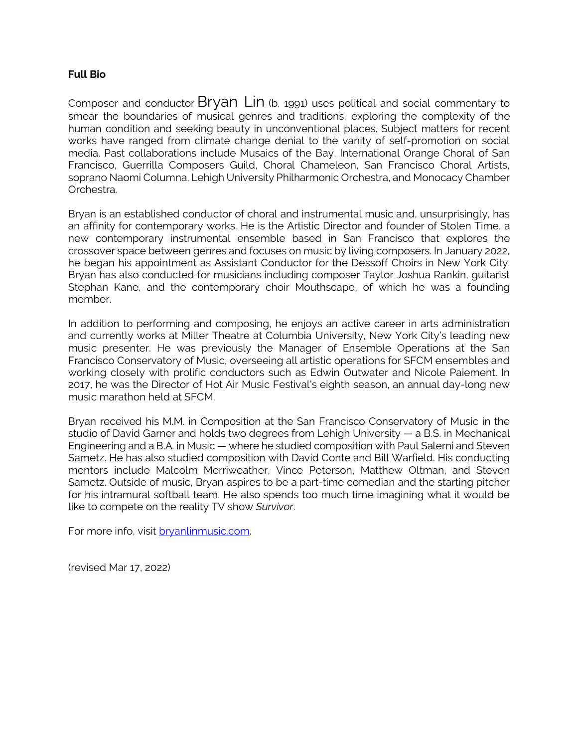**Full Bio**

Composer and conductor Bryan Lin (b. 1991) uses political and social commentary to smear the boundaries of musical genres and traditions, exploring the complexity of the human condition and seeking beauty in unconventional places. Subject matters for recent works have ranged from climate change denial to the vanity of self-promotion on social media. Past collaborations include Musaics of the Bay, International Orange Choral of San Francisco, Guerrilla Composers Guild, Choral Chameleon, San Francisco Choral Artists, soprano Naomi Columna, Lehigh University Philharmonic Orchestra, and Monocacy Chamber Orchestra.

Bryan is an established conductor of choral and instrumental music and, unsurprisingly, has an affinity for contemporary works. He is the Artistic Director and founder of Stolen Time, a new contemporary instrumental ensemble based in San Francisco that explores the crossover space between genres and focuses on music by living composers. In January 2022, he began his appointment as Assistant Conductor for the Dessoff Choirs in New York City. Bryan has also conducted for musicians including composer Taylor Joshua Rankin, guitarist Stephan Kane, and the contemporary choir Mouthscape, of which he was a founding member.

In addition to performing and composing, he enjoys an active career in arts administration and currently works at Miller Theatre at Columbia University, New York City's leading new music presenter. He was previously the Manager of Ensemble Operations at the San Francisco Conservatory of Music, overseeing all artistic operations for SFCM ensembles and working closely with prolific conductors such as Edwin Outwater and Nicole Paiement. In 2017, he was the Director of Hot Air Music Festival's eighth season, an annual day-long new music marathon held at SFCM.

Bryan received his M.M. in Composition at the San Francisco Conservatory of Music in the studio of David Garner and holds two degrees from Lehigh University — a B.S. in Mechanical Engineering and a B.A. in Music — where he studied composition with Paul Salerni and Steven Sametz. He has also studied composition with David Conte and Bill Warfield. His conducting mentors include Malcolm Merriweather, Vince Peterson, Matthew Oltman, and Steven Sametz. Outside of music, Bryan aspires to be a part-time comedian and the starting pitcher for his intramural softball team. He also spends too much time imagining what it would be like to compete on the reality TV show *Survivor*.

For more info, visit [bryanlinmusic.com](bryanlinmusic.com).

(revised Mar 17, 2022)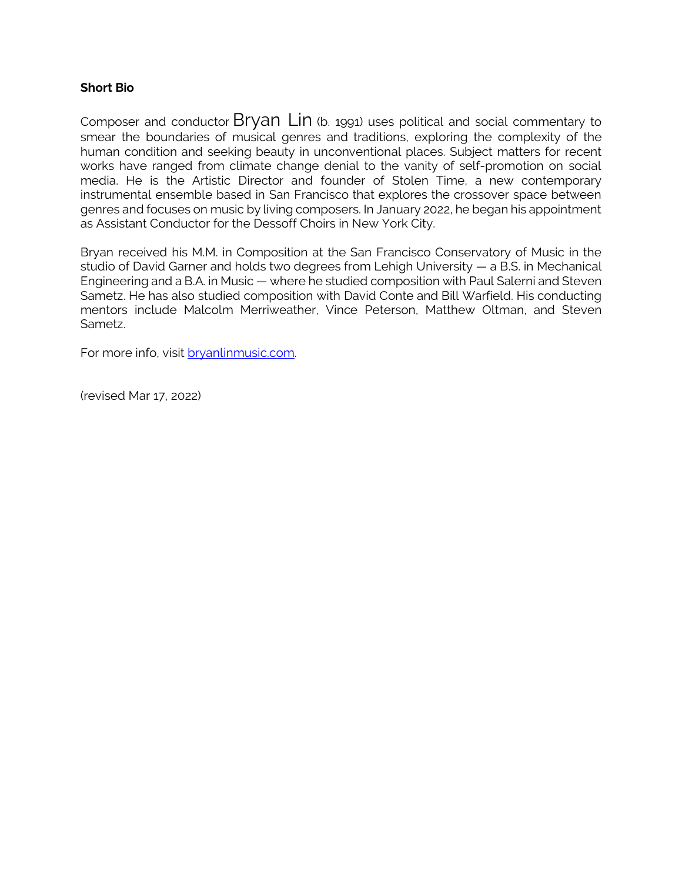**Short Bio**

Composer and conductor Bryan Lin (b. 1991) uses political and social commentary to smear the boundaries of musical genres and traditions, exploring the complexity of the human condition and seeking beauty in unconventional places. Subject matters for recent works have ranged from climate change denial to the vanity of self-promotion on social media. He is the Artistic Director and founder of Stolen Time, a new contemporary instrumental ensemble based in San Francisco that explores the crossover space between genres and focuses on music by living composers. In January 2022, he began his appointment as Assistant Conductor for the Dessoff Choirs in New York City.

Bryan received his M.M. in Composition at the San Francisco Conservatory of Music in the studio of David Garner and holds two degrees from Lehigh University — a B.S. in Mechanical Engineering and a B.A. in Music — where he studied composition with Paul Salerni and Steven Sametz. He has also studied composition with David Conte and Bill Warfield. His conducting mentors include Malcolm Merriweather, Vince Peterson, Matthew Oltman, and Steven Sametz.

For more info, visit [bryanlinmusic.com](bryanlinmusic.com).

(revised Mar 17, 2022)